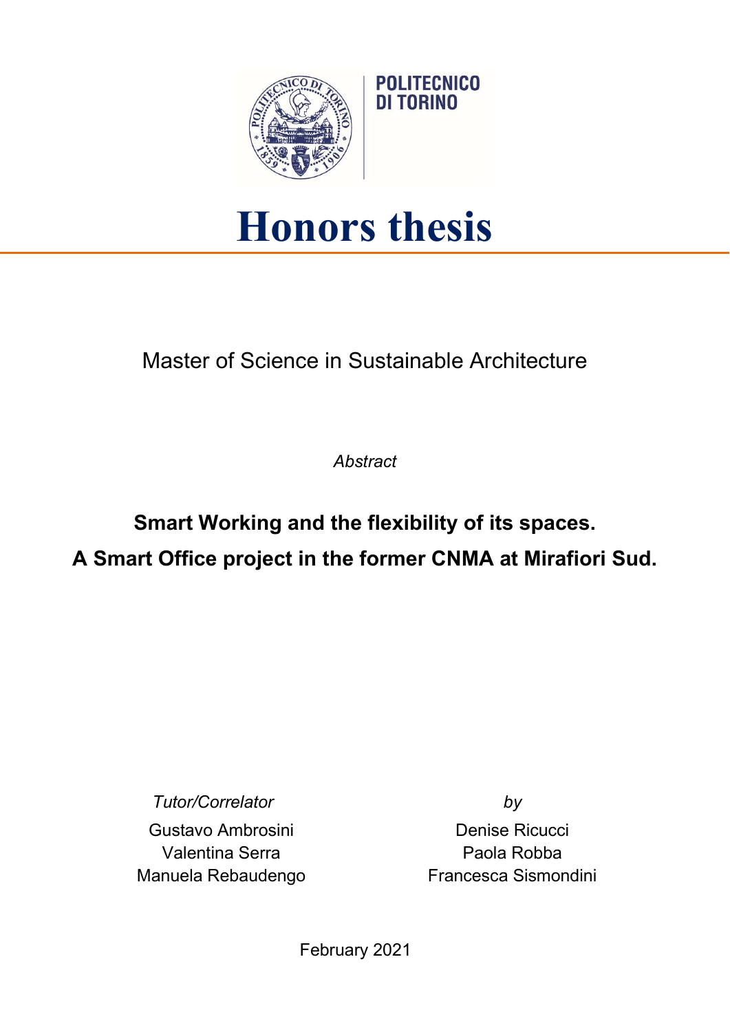POLITECNICO DI TORINO

# Honors thesis

Master of Science in Sustainable Architecture

*Abstract*

**Smart Working and the flexibility of its spaces.**
**A Smart Office project in the former CNMA at Mirafiori Sud.**

*Tutor/Correlator*

Gustavo Ambrosini
Valentina Serra
Manuela Rebaudengo

*by*

Denise Ricucci
Paola Robba
Francesca Sismondini

February 2021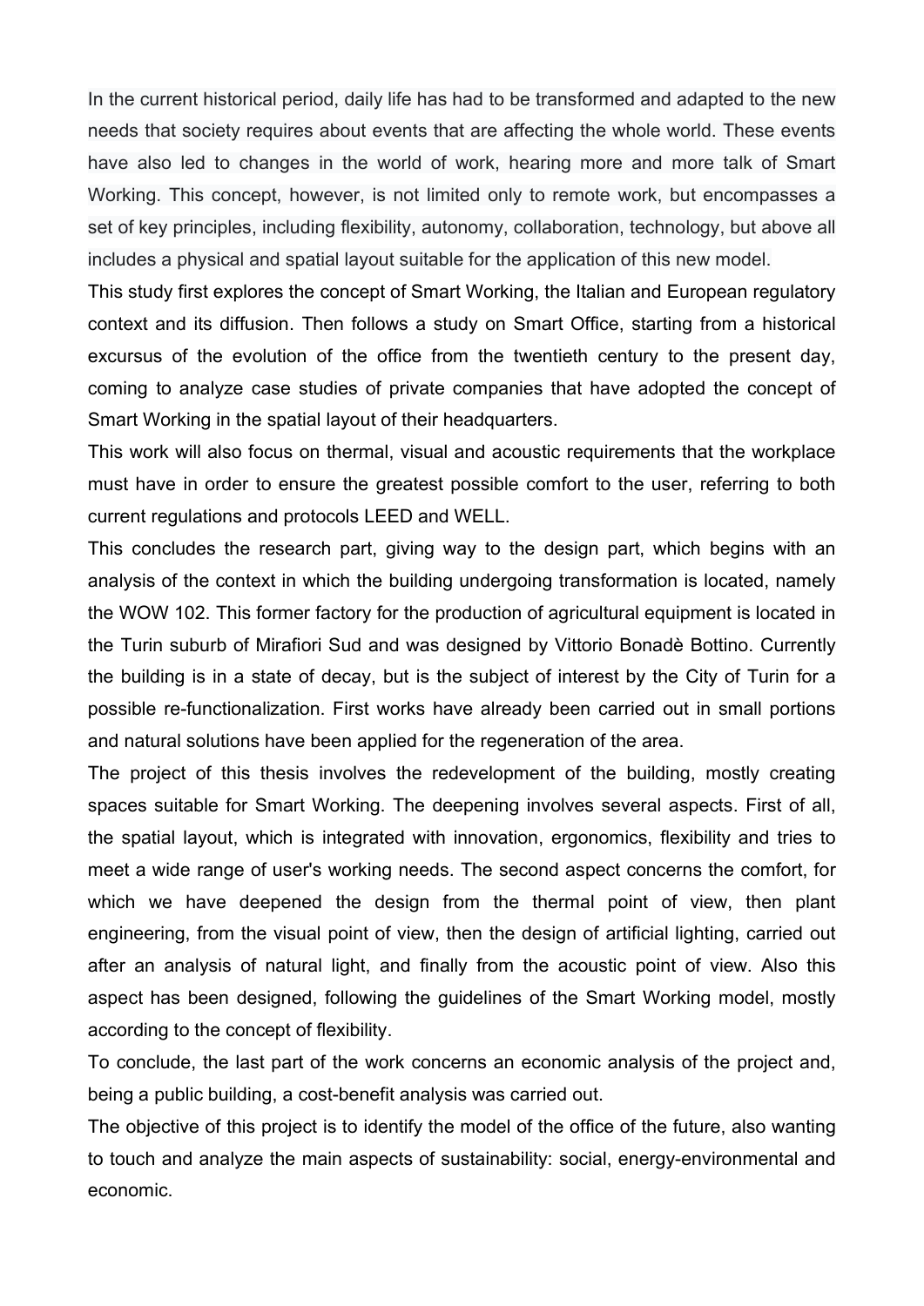In the current historical period, daily life has had to be transformed and adapted to the new needs that society requires about events that are affecting the whole world. These events have also led to changes in the world of work, hearing more and more talk of Smart Working. This concept, however, is not limited only to remote work, but encompasses a set of key principles, including flexibility, autonomy, collaboration, technology, but above all includes a physical and spatial layout suitable for the application of this new model.

This study first explores the concept of Smart Working, the Italian and European regulatory context and its diffusion. Then follows a study on Smart Office, starting from a historical excursus of the evolution of the office from the twentieth century to the present day, coming to analyze case studies of private companies that have adopted the concept of Smart Working in the spatial layout of their headquarters.

This work will also focus on thermal, visual and acoustic requirements that the workplace must have in order to ensure the greatest possible comfort to the user, referring to both current regulations and protocols LEED and WELL.

This concludes the research part, giving way to the design part, which begins with an analysis of the context in which the building undergoing transformation is located, namely the WOW 102. This former factory for the production of agricultural equipment is located in the Turin suburb of Mirafiori Sud and was designed by Vittorio Bonadè Bottino. Currently the building is in a state of decay, but is the subject of interest by the City of Turin for a possible re-functionalization. First works have already been carried out in small portions and natural solutions have been applied for the regeneration of the area.

The project of this thesis involves the redevelopment of the building, mostly creating spaces suitable for Smart Working. The deepening involves several aspects. First of all, the spatial layout, which is integrated with innovation, ergonomics, flexibility and tries to meet a wide range of user's working needs. The second aspect concerns the comfort, for which we have deepened the design from the thermal point of view, then plant engineering, from the visual point of view, then the design of artificial lighting, carried out after an analysis of natural light, and finally from the acoustic point of view. Also this aspect has been designed, following the guidelines of the Smart Working model, mostly according to the concept of flexibility.

To conclude, the last part of the work concerns an economic analysis of the project and, being a public building, a cost-benefit analysis was carried out.

The objective of this project is to identify the model of the office of the future, also wanting to touch and analyze the main aspects of sustainability: social, energy-environmental and economic.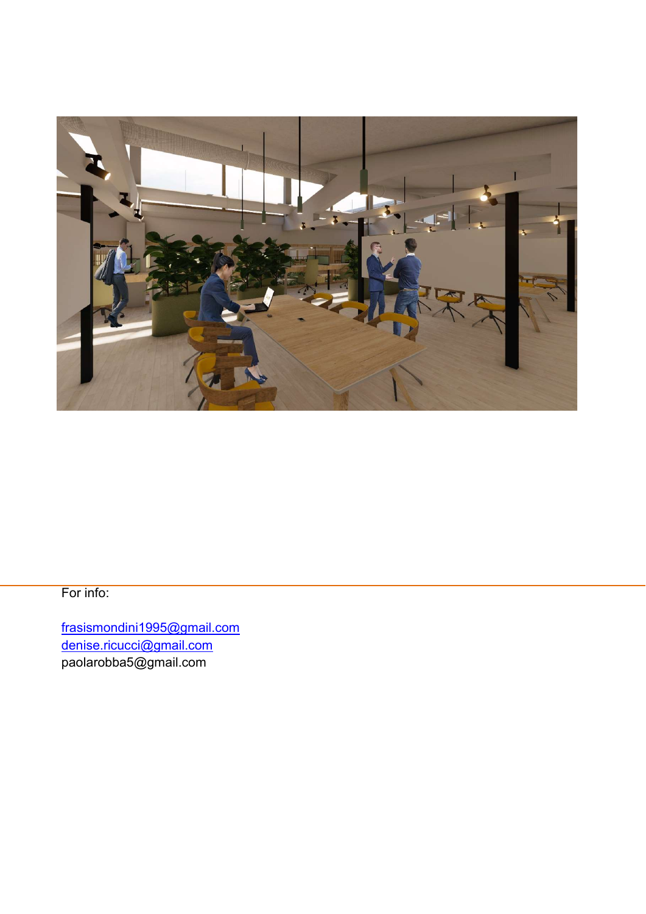For info:

frasismondini1995@gmail.com
denise.ricucci@gmail.com
paolarobba5@gmail.com